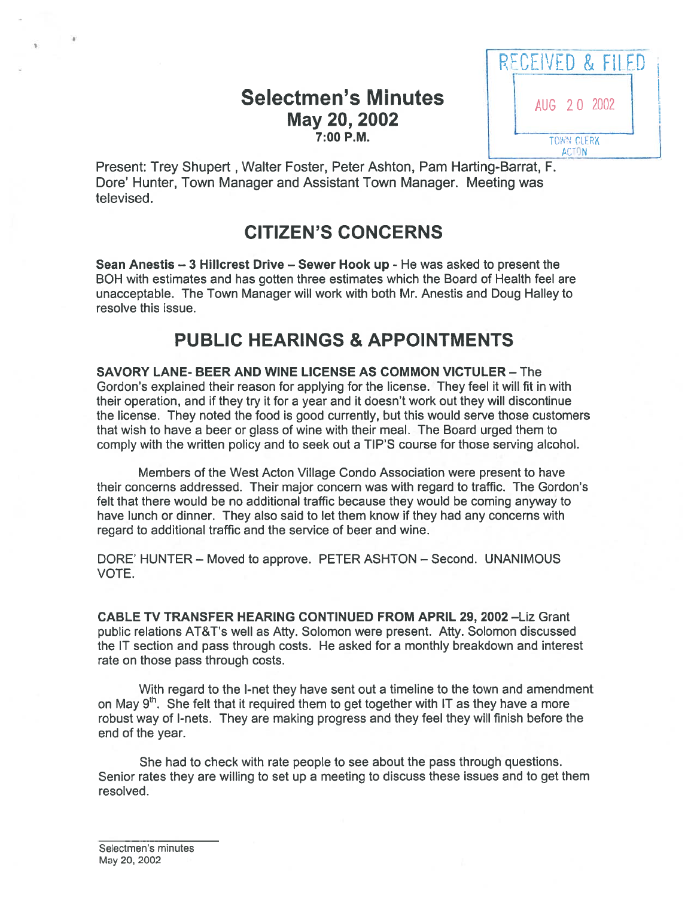RECEIVED & FILED

AUG 20 2002

TOWN CLERK
ACTON

# Selectmen's Minutes
## May 20, 2002
### 7:00 P.M.

Present: Trey Shupert , Walter Foster, Peter Ashton, Pam Harting-Barrat, F. Dore' Hunter, Town Manager and Assistant Town Manager. Meeting was televised.

## CITIZEN'S CONCERNS

**Sean Anestis – 3 Hillcrest Drive – Sewer Hook up** - He was asked to present the BOH with estimates and has gotten three estimates which the Board of Health feel are unacceptable. The Town Manager will work with both Mr. Anestis and Doug Halley to resolve this issue.

## PUBLIC HEARINGS & APPOINTMENTS

**SAVORY LANE- BEER AND WINE LICENSE AS COMMON VICTULER** – The Gordon's explained their reason for applying for the license. They feel it will fit in with their operation, and if they try it for a year and it doesn't work out they will discontinue the license. They noted the food is good currently, but this would serve those customers that wish to have a beer or glass of wine with their meal. The Board urged them to comply with the written policy and to seek out a TIP'S course for those serving alcohol.

Members of the West Acton Village Condo Association were present to have their concerns addressed. Their major concern was with regard to traffic. The Gordon's felt that there would be no additional traffic because they would be coming anyway to have lunch or dinner. They also said to let them know if they had any concerns with regard to additional traffic and the service of beer and wine.

DORE' HUNTER – Moved to approve. PETER ASHTON – Second. UNANIMOUS VOTE.

**CABLE TV TRANSFER HEARING CONTINUED FROM APRIL 29, 2002** –Liz Grant public relations AT&T's well as Atty. Solomon were present. Atty. Solomon discussed the IT section and pass through costs. He asked for a monthly breakdown and interest rate on those pass through costs.

With regard to the I-net they have sent out a timeline to the town and amendment on May 9th. She felt that it required them to get together with IT as they have a more robust way of I-nets. They are making progress and they feel they will finish before the end of the year.

She had to check with rate people to see about the pass through questions. Senior rates they are willing to set up a meeting to discuss these issues and to get them resolved.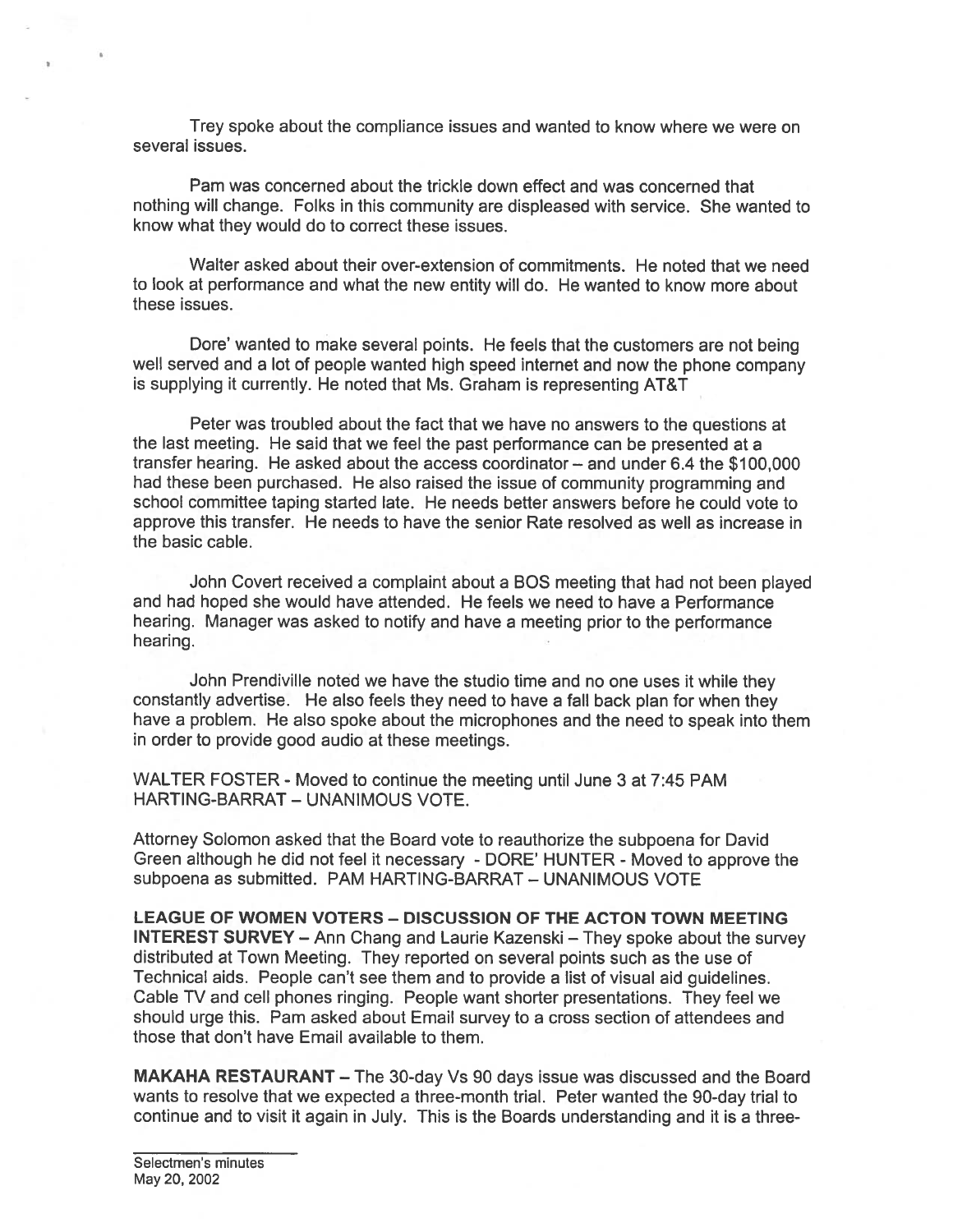Trey spoke about the compliance issues and wanted to know where we were on several issues.

Pam was concerned about the trickle down effect and was concerned that nothing will change. Folks in this community are displeased with service. She wanted to know what they would do to correct these issues.

Walter asked about their over-extension of commitments. He noted that we need to look at performance and what the new entity will do. He wanted to know more about these issues.

Dore' wanted to make several points. He feels that the customers are not being well served and a lot of people wanted high speed internet and now the phone company is supplying it currently. He noted that Ms. Graham is representing AT&T

Peter was troubled about the fact that we have no answers to the questions at the last meeting. He said that we feel the past performance can be presented at a transfer hearing. He asked about the access coordinator – and under 6.4 the $100,000 had these been purchased. He also raised the issue of community programming and school committee taping started late. He needs better answers before he could vote to approve this transfer. He needs to have the senior Rate resolved as well as increase in the basic cable.

John Covert received a complaint about a BOS meeting that had not been played and had hoped she would have attended. He feels we need to have a Performance hearing. Manager was asked to notify and have a meeting prior to the performance hearing.

John Prendiville noted we have the studio time and no one uses it while they constantly advertise. He also feels they need to have a fall back plan for when they have a problem. He also spoke about the microphones and the need to speak into them in order to provide good audio at these meetings.

WALTER FOSTER - Moved to continue the meeting until June 3 at 7:45 PM HARTING-BARRAT – UNANIMOUS VOTE.

Attorney Solomon asked that the Board vote to reauthorize the subpoena for David Green although he did not feel it necessary - DORE' HUNTER - Moved to approve the subpoena as submitted. PAM HARTING-BARRAT – UNANIMOUS VOTE

**LEAGUE OF WOMEN VOTERS – DISCUSSION OF THE ACTON TOWN MEETING INTEREST SURVEY** – Ann Chang and Laurie Kazenski – They spoke about the survey distributed at Town Meeting. They reported on several points such as the use of Technical aids. People can't see them and to provide a list of visual aid guidelines. Cable TV and cell phones ringing. People want shorter presentations. They feel we should urge this. Pam asked about Email survey to a cross section of attendees and those that don't have Email available to them.

**MAKAHA RESTAURANT** – The 30-day Vs 90 days issue was discussed and the Board wants to resolve that we expected a three-month trial. Peter wanted the 90-day trial to continue and to visit it again in July. This is the Boards understanding and it is a three-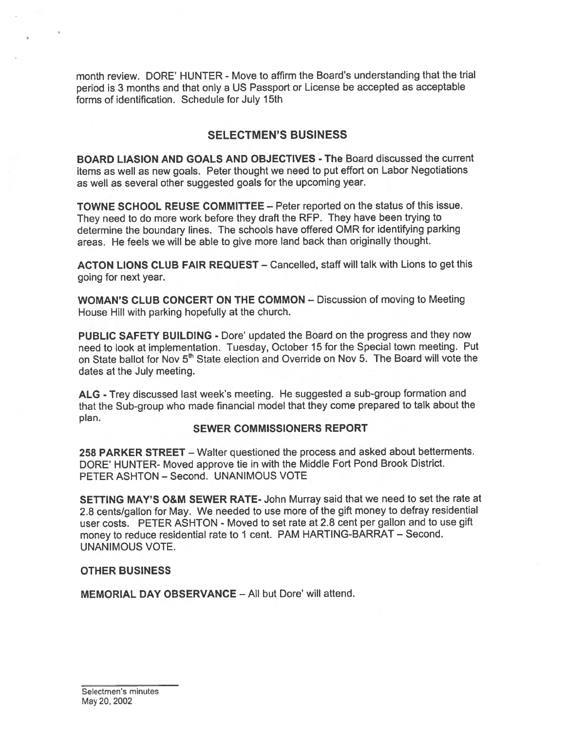month review. DORE' HUNTER - Move to affirm the Board's understanding that the trial period is 3 months and that only a US Passport or License be accepted as acceptable forms of identification. Schedule for July 15th

## SELECTMEN'S BUSINESS

**BOARD LIASION AND GOALS AND OBJECTIVES - The** Board discussed the current items as well as new goals. Peter thought we need to put effort on Labor Negotiations as well as several other suggested goals for the upcoming year.

**TOWNE SCHOOL REUSE COMMITTEE** – Peter reported on the status of this issue. They need to do more work before they draft the RFP. They have been trying to determine the boundary lines. The schools have offered OMR for identifying parking areas. He feels we will be able to give more land back than originally thought.

**ACTON LIONS CLUB FAIR REQUEST** – Cancelled, staff will talk with Lions to get this going for next year.

**WOMAN'S CLUB CONCERT ON THE COMMON** – Discussion of moving to Meeting House Hill with parking hopefully at the church.

**PUBLIC SAFETY BUILDING** - Dore' updated the Board on the progress and they now need to look at implementation. Tuesday, October 15 for the Special town meeting. Put on State ballot for Nov 5th State election and Override on Nov 5. The Board will vote the dates at the July meeting.

**ALG** - Trey discussed last week's meeting. He suggested a sub-group formation and that the Sub-group who made financial model that they come prepared to talk about the plan.

### SEWER COMMISSIONERS REPORT

**258 PARKER STREET** – Walter questioned the process and asked about betterments. DORE' HUNTER- Moved approve tie in with the Middle Fort Pond Brook District. PETER ASHTON – Second. UNANIMOUS VOTE

**SETTING MAY'S O&M SEWER RATE**- John Murray said that we need to set the rate at 2.8 cents/gallon for May. We needed to use more of the gift money to defray residential user costs. PETER ASHTON - Moved to set rate at 2.8 cent per gallon and to use gift money to reduce residential rate to 1 cent. PAM HARTING-BARRAT – Second. UNANIMOUS VOTE.

### OTHER BUSINESS

**MEMORIAL DAY OBSERVANCE** – All but Dore' will attend.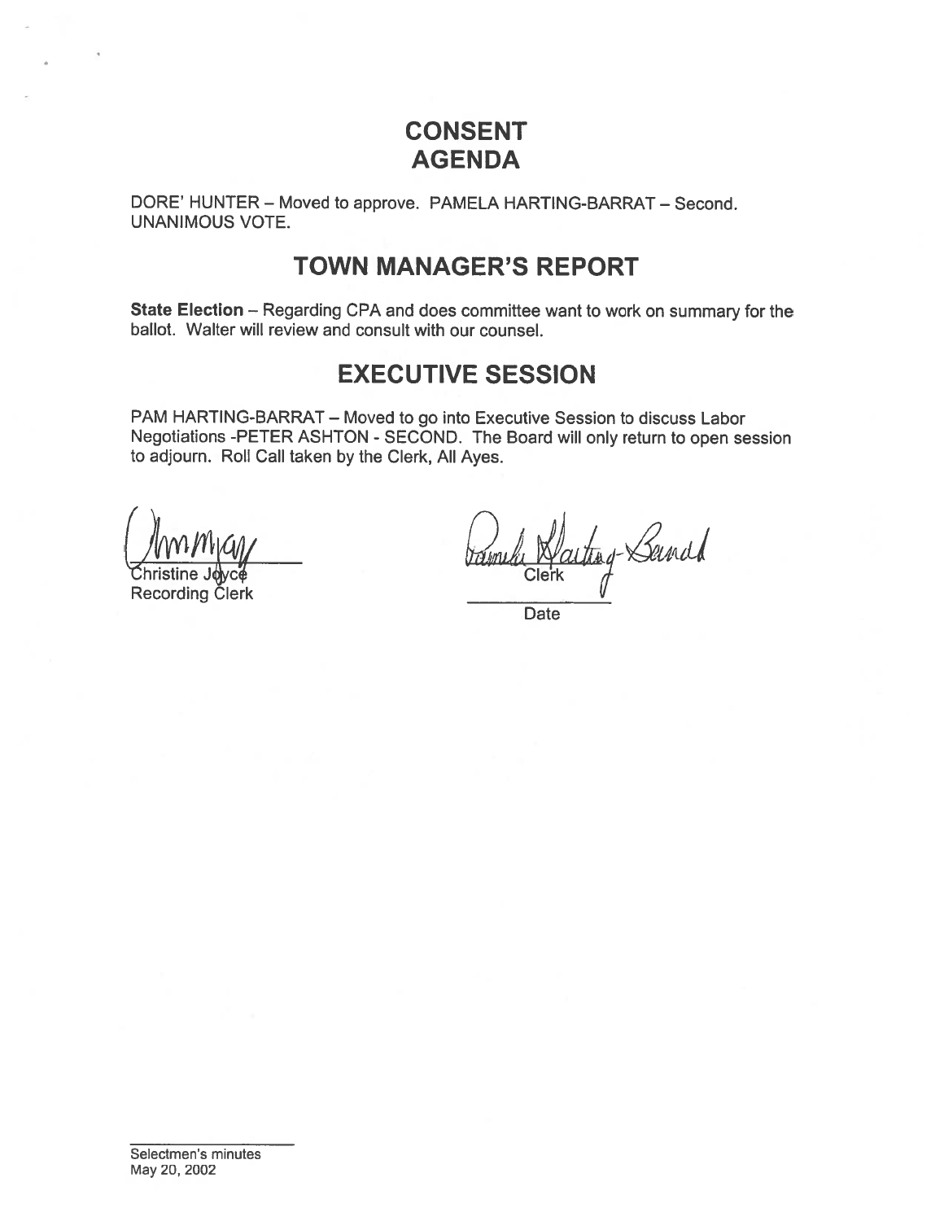# CONSENT AGENDA

DORE' HUNTER – Moved to approve. PAMELA HARTING-BARRAT – Second. UNANIMOUS VOTE.

# TOWN MANAGER'S REPORT

**State Election** – Regarding CPA and does committee want to work on summary for the ballot. Walter will review and consult with our counsel.

# EXECUTIVE SESSION

PAM HARTING-BARRAT – Moved to go into Executive Session to discuss Labor Negotiations -PETER ASHTON - SECOND. The Board will only return to open session to adjourn. Roll Call taken by the Clerk, All Ayes.

Christine Joyce
Recording Clerk

Clerk

Date

Selectmen's minutes
May 20, 2002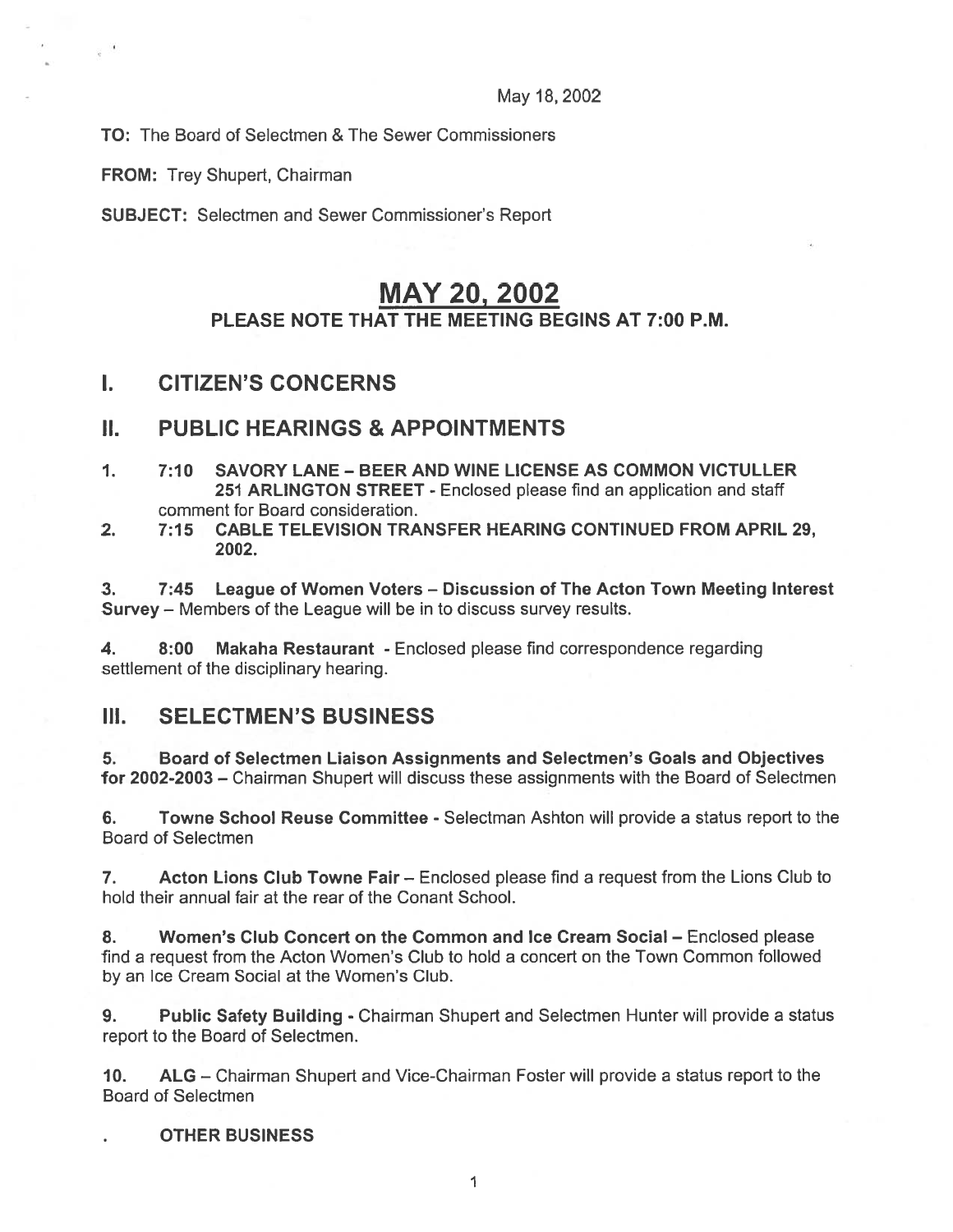May 18, 2002

**TO:** The Board of Selectmen & The Sewer Commissioners

**FROM:** Trey Shupert, Chairman

**SUBJECT:** Selectmen and Sewer Commissioner's Report

# MAY 20, 2002

## PLEASE NOTE THAT THE MEETING BEGINS AT 7:00 P.M.

## I. CITIZEN'S CONCERNS

## II. PUBLIC HEARINGS & APPOINTMENTS

1. **7:10 SAVORY LANE – BEER AND WINE LICENSE AS COMMON VICTULLER 251 ARLINGTON STREET** - Enclosed please find an application and staff comment for Board consideration.
2. **7:15 CABLE TELEVISION TRANSFER HEARING CONTINUED FROM APRIL 29, 2002.**

3. **7:45 League of Women Voters – Discussion of The Acton Town Meeting Interest Survey** – Members of the League will be in to discuss survey results.

4. **8:00 Makaha Restaurant** - Enclosed please find correspondence regarding settlement of the disciplinary hearing.

## III. SELECTMEN'S BUSINESS

5. **Board of Selectmen Liaison Assignments and Selectmen's Goals and Objectives for 2002-2003** – Chairman Shupert will discuss these assignments with the Board of Selectmen

6. **Towne School Reuse Committee** - Selectman Ashton will provide a status report to the Board of Selectmen

7. **Acton Lions Club Towne Fair** – Enclosed please find a request from the Lions Club to hold their annual fair at the rear of the Conant School.

8. **Women's Club Concert on the Common and Ice Cream Social** – Enclosed please find a request from the Acton Women's Club to hold a concert on the Town Common followed by an Ice Cream Social at the Women's Club.

9. **Public Safety Building** - Chairman Shupert and Selectmen Hunter will provide a status report to the Board of Selectmen.

10. **ALG** – Chairman Shupert and Vice-Chairman Foster will provide a status report to the Board of Selectmen

. **OTHER BUSINESS**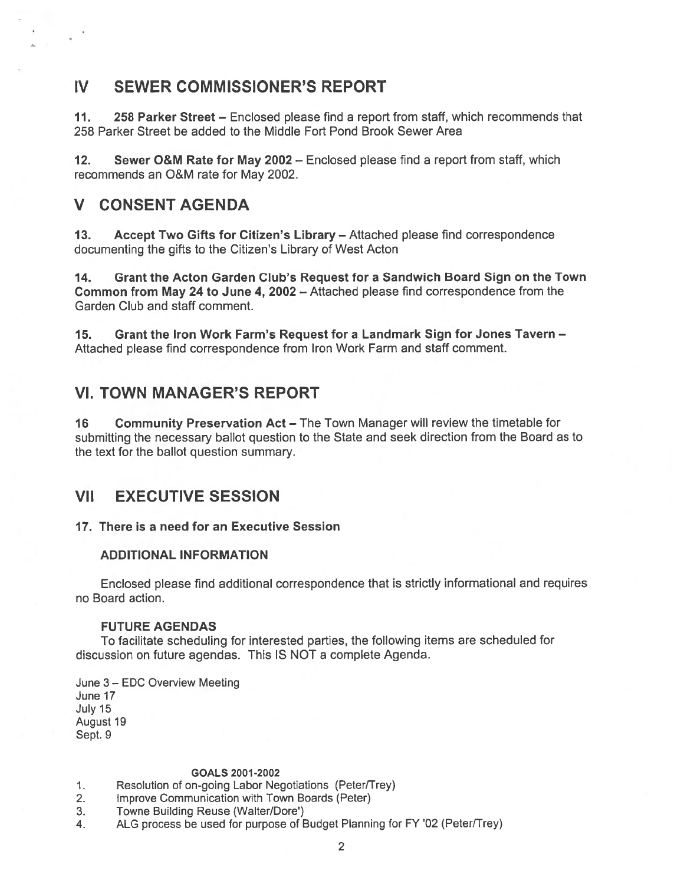## IV SEWER COMMISSIONER'S REPORT

**11. 258 Parker Street** – Enclosed please find a report from staff, which recommends that 258 Parker Street be added to the Middle Fort Pond Brook Sewer Area

**12. Sewer O&M Rate for May 2002** – Enclosed please find a report from staff, which recommends an O&M rate for May 2002.

## V CONSENT AGENDA

**13. Accept Two Gifts for Citizen's Library** – Attached please find correspondence documenting the gifts to the Citizen's Library of West Acton

**14. Grant the Acton Garden Club's Request for a Sandwich Board Sign on the Town Common from May 24 to June 4, 2002** – Attached please find correspondence from the Garden Club and staff comment.

**15. Grant the Iron Work Farm's Request for a Landmark Sign for Jones Tavern** – Attached please find correspondence from Iron Work Farm and staff comment.

## VI. TOWN MANAGER'S REPORT

**16 Community Preservation Act** – The Town Manager will review the timetable for submitting the necessary ballot question to the State and seek direction from the Board as to the text for the ballot question summary.

## VII EXECUTIVE SESSION

**17. There is a need for an Executive Session**

### ADDITIONAL INFORMATION

Enclosed please find additional correspondence that is strictly informational and requires no Board action.

### FUTURE AGENDAS

To facilitate scheduling for interested parties, the following items are scheduled for discussion on future agendas. This IS NOT a complete Agenda.

June 3 – EDC Overview Meeting
June 17
July 15
August 19
Sept. 9

**GOALS 2001-2002**

1. Resolution of on-going Labor Negotiations (Peter/Trey)
2. Improve Communication with Town Boards (Peter)
3. Towne Building Reuse (Walter/Dore')
4. ALG process be used for purpose of Budget Planning for FY '02 (Peter/Trey)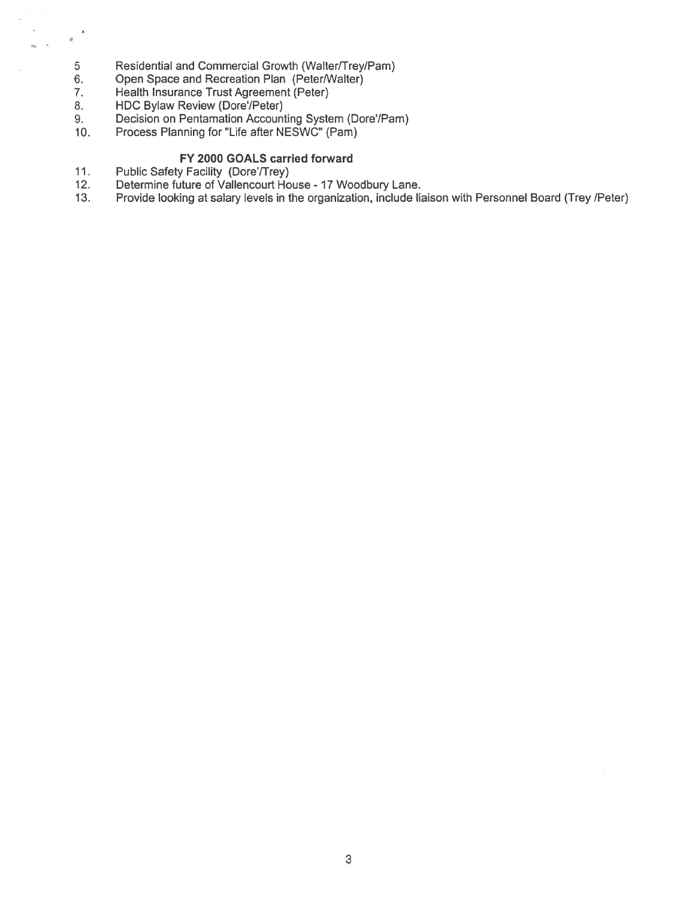5. Residential and Commercial Growth (Walter/Trey/Pam)
6. Open Space and Recreation Plan (Peter/Walter)
7. Health Insurance Trust Agreement (Peter)
8. HDC Bylaw Review (Dore'/Peter)
9. Decision on Pentamation Accounting System (Dore'/Pam)
10. Process Planning for "Life after NESWC" (Pam)

**FY 2000 GOALS carried forward**

11. Public Safety Facility (Dore'/Trey)
12. Determine future of Vallencourt House - 17 Woodbury Lane.
13. Provide looking at salary levels in the organization, include liaison with Personnel Board (Trey /Peter)